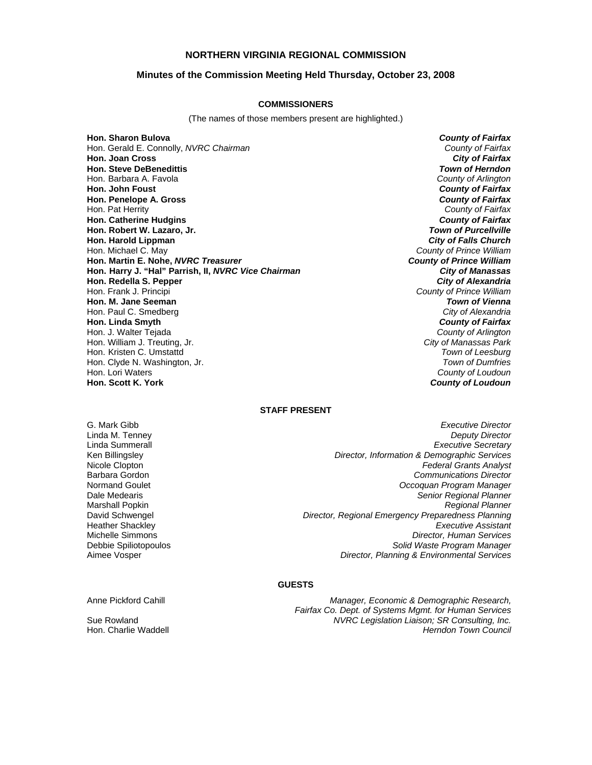# NORTHERN VIRGINIA REGIONAL COMMISSION

## Minutes of the Commission Meeting Held Thursday, October 23, 2008

### COMMISSIONERS

(The names of those members present are highlighted.)

| | |
|---|---|
| **Hon. Sharon Bulova** | ***County of Fairfax*** |
| Hon. Gerald E. Connolly, *NVRC Chairman* | *County of Fairfax* |
| **Hon. Joan Cross** | ***City of Fairfax*** |
| **Hon. Steve DeBenedittis** | ***Town of Herndon*** |
| Hon. Barbara A. Favola | *County of Arlington* |
| **Hon. John Foust** | ***County of Fairfax*** |
| **Hon. Penelope A. Gross** | ***County of Fairfax*** |
| Hon. Pat Herrity | *County of Fairfax* |
| **Hon. Catherine Hudgins** | ***County of Fairfax*** |
| **Hon. Robert W. Lazaro, Jr.** | ***Town of Purcellville*** |
| **Hon. Harold Lippman** | ***City of Falls Church*** |
| Hon. Michael C. May | *County of Prince William* |
| **Hon. Martin E. Nohe, *NVRC Treasurer*** | ***County of Prince William*** |
| **Hon. Harry J. "Hal" Parrish, II, *NVRC Vice Chairman*** | ***City of Manassas*** |
| **Hon. Redella S. Pepper** | ***City of Alexandria*** |
| Hon. Frank J. Principi | *County of Prince William* |
| **Hon. M. Jane Seeman** | ***Town of Vienna*** |
| Hon. Paul C. Smedberg | *City of Alexandria* |
| **Hon. Linda Smyth** | ***County of Fairfax*** |
| Hon. J. Walter Tejada | *County of Arlington* |
| Hon. William J. Treuting, Jr. | *City of Manassas Park* |
| Hon. Kristen C. Umstattd | *Town of Leesburg* |
| Hon. Clyde N. Washington, Jr. | *Town of Dumfries* |
| Hon. Lori Waters | *County of Loudoun* |
| **Hon. Scott K. York** | ***County of Loudoun*** |

### STAFF PRESENT

| | |
|---|---|
| G. Mark Gibb | *Executive Director* |
| Linda M. Tenney | *Deputy Director* |
| Linda Summerall | *Executive Secretary* |
| Ken Billingsley | *Director, Information & Demographic Services* |
| Nicole Clopton | *Federal Grants Analyst* |
| Barbara Gordon | *Communications Director* |
| Normand Goulet | *Occoquan Program Manager* |
| Dale Medearis | *Senior Regional Planner* |
| Marshall Popkin | *Regional Planner* |
| David Schwengel | *Director, Regional Emergency Preparedness Planning* |
| Heather Shackley | *Executive Assistant* |
| Michelle Simmons | *Director, Human Services* |
| Debbie Spiliotopoulos | *Solid Waste Program Manager* |
| Aimee Vosper | *Director, Planning & Environmental Services* |

### GUESTS

| | |
|---|---|
| Anne Pickford Cahill | *Manager, Economic & Demographic Research, Fairfax Co. Dept. of Systems Mgmt. for Human Services* |
| Sue Rowland | *NVRC Legislation Liaison; SR Consulting, Inc.* |
| Hon. Charlie Waddell | *Herndon Town Council* |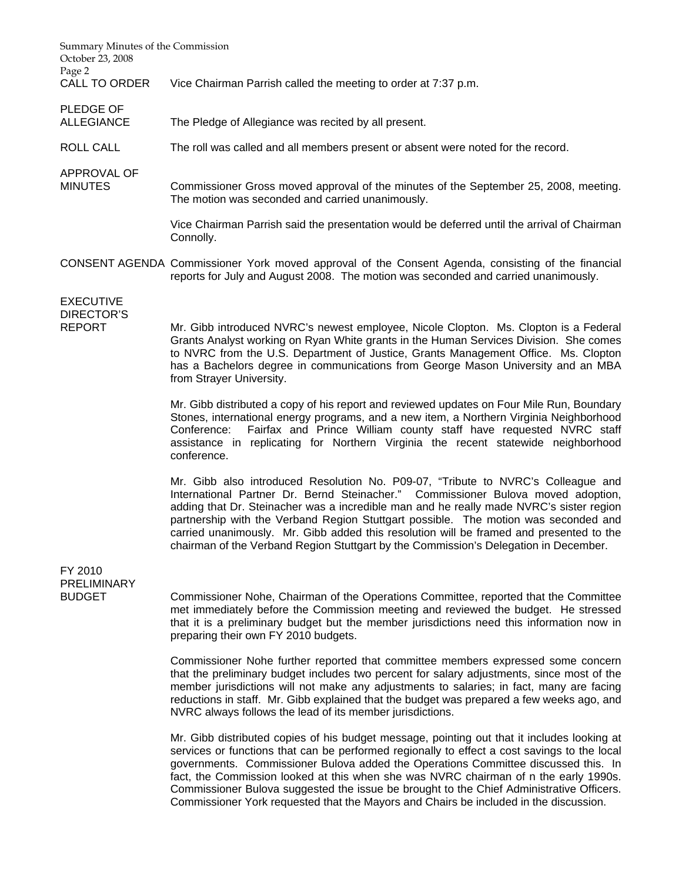**CALL TO ORDER** Vice Chairman Parrish called the meeting to order at 7:37 p.m.

**PLEDGE OF ALLEGIANCE** The Pledge of Allegiance was recited by all present.

**ROLL CALL** The roll was called and all members present or absent were noted for the record.

**APPROVAL OF MINUTES** Commissioner Gross moved approval of the minutes of the September 25, 2008, meeting. The motion was seconded and carried unanimously.

Vice Chairman Parrish said the presentation would be deferred until the arrival of Chairman Connolly.

**CONSENT AGENDA** Commissioner York moved approval of the Consent Agenda, consisting of the financial reports for July and August 2008. The motion was seconded and carried unanimously.

**EXECUTIVE DIRECTOR'S REPORT** Mr. Gibb introduced NVRC's newest employee, Nicole Clopton. Ms. Clopton is a Federal Grants Analyst working on Ryan White grants in the Human Services Division. She comes to NVRC from the U.S. Department of Justice, Grants Management Office. Ms. Clopton has a Bachelors degree in communications from George Mason University and an MBA from Strayer University.

Mr. Gibb distributed a copy of his report and reviewed updates on Four Mile Run, Boundary Stones, international energy programs, and a new item, a Northern Virginia Neighborhood Conference: Fairfax and Prince William county staff have requested NVRC staff assistance in replicating for Northern Virginia the recent statewide neighborhood conference.

Mr. Gibb also introduced Resolution No. P09-07, "Tribute to NVRC's Colleague and International Partner Dr. Bernd Steinacher." Commissioner Bulova moved adoption, adding that Dr. Steinacher was a incredible man and he really made NVRC's sister region partnership with the Verband Region Stuttgart possible. The motion was seconded and carried unanimously. Mr. Gibb added this resolution will be framed and presented to the chairman of the Verband Region Stuttgart by the Commission's Delegation in December.

**FY 2010 PRELIMINARY BUDGET** Commissioner Nohe, Chairman of the Operations Committee, reported that the Committee met immediately before the Commission meeting and reviewed the budget. He stressed that it is a preliminary budget but the member jurisdictions need this information now in preparing their own FY 2010 budgets.

Commissioner Nohe further reported that committee members expressed some concern that the preliminary budget includes two percent for salary adjustments, since most of the member jurisdictions will not make any adjustments to salaries; in fact, many are facing reductions in staff. Mr. Gibb explained that the budget was prepared a few weeks ago, and NVRC always follows the lead of its member jurisdictions.

Mr. Gibb distributed copies of his budget message, pointing out that it includes looking at services or functions that can be performed regionally to effect a cost savings to the local governments. Commissioner Bulova added the Operations Committee discussed this. In fact, the Commission looked at this when she was NVRC chairman of n the early 1990s. Commissioner Bulova suggested the issue be brought to the Chief Administrative Officers. Commissioner York requested that the Mayors and Chairs be included in the discussion.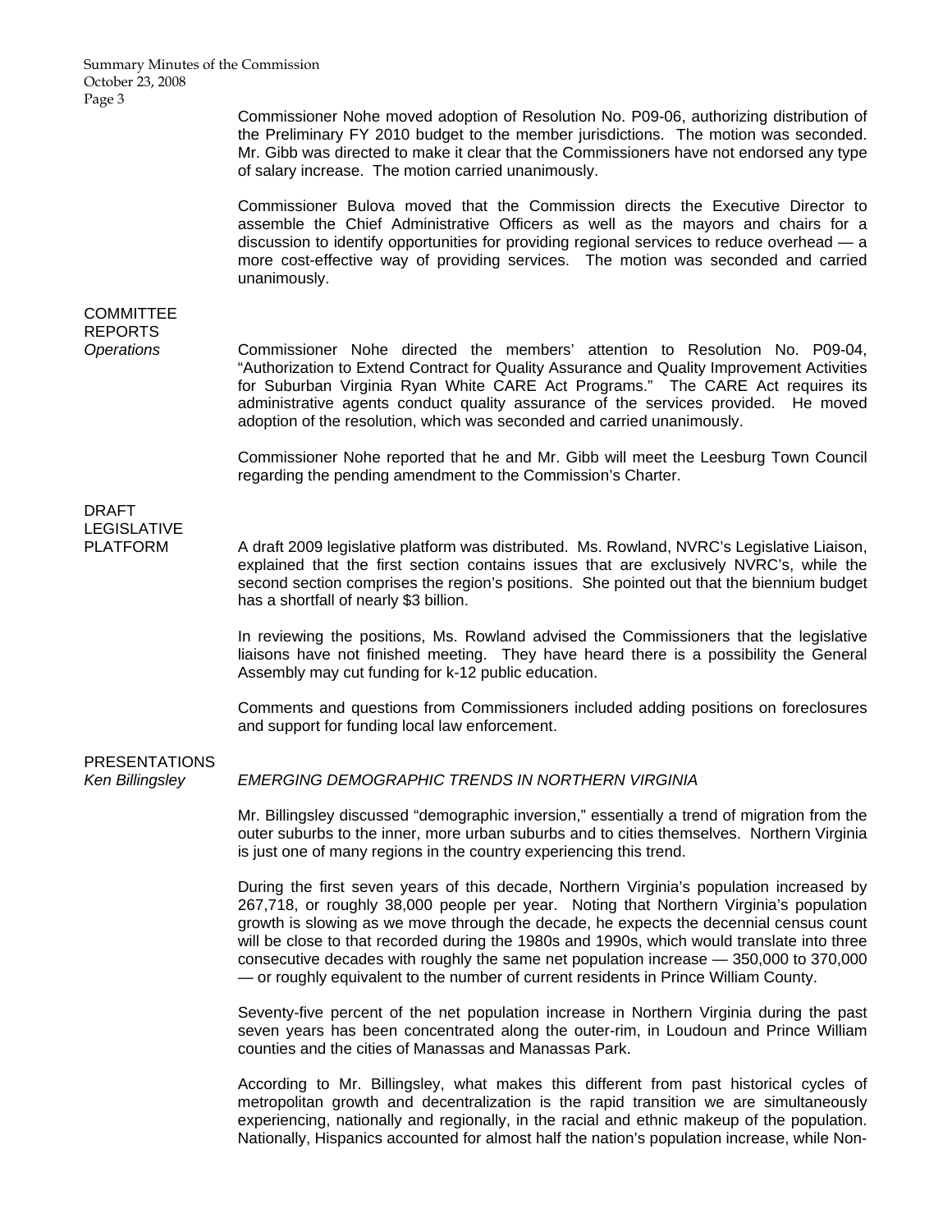Commissioner Nohe moved adoption of Resolution No. P09-06, authorizing distribution of the Preliminary FY 2010 budget to the member jurisdictions. The motion was seconded. Mr. Gibb was directed to make it clear that the Commissioners have not endorsed any type of salary increase. The motion carried unanimously.

Commissioner Bulova moved that the Commission directs the Executive Director to assemble the Chief Administrative Officers as well as the mayors and chairs for a discussion to identify opportunities for providing regional services to reduce overhead — a more cost-effective way of providing services. The motion was seconded and carried unanimously.

## COMMITTEE REPORTS

*Operations*

Commissioner Nohe directed the members' attention to Resolution No. P09-04, "Authorization to Extend Contract for Quality Assurance and Quality Improvement Activities for Suburban Virginia Ryan White CARE Act Programs." The CARE Act requires its administrative agents conduct quality assurance of the services provided. He moved adoption of the resolution, which was seconded and carried unanimously.

Commissioner Nohe reported that he and Mr. Gibb will meet the Leesburg Town Council regarding the pending amendment to the Commission's Charter.

## DRAFT LEGISLATIVE PLATFORM

A draft 2009 legislative platform was distributed. Ms. Rowland, NVRC's Legislative Liaison, explained that the first section contains issues that are exclusively NVRC's, while the second section comprises the region's positions. She pointed out that the biennium budget has a shortfall of nearly $3 billion.

In reviewing the positions, Ms. Rowland advised the Commissioners that the legislative liaisons have not finished meeting. They have heard there is a possibility the General Assembly may cut funding for k-12 public education.

Comments and questions from Commissioners included adding positions on foreclosures and support for funding local law enforcement.

## PRESENTATIONS

*Ken Billingsley*

*EMERGING DEMOGRAPHIC TRENDS IN NORTHERN VIRGINIA*

Mr. Billingsley discussed "demographic inversion," essentially a trend of migration from the outer suburbs to the inner, more urban suburbs and to cities themselves. Northern Virginia is just one of many regions in the country experiencing this trend.

During the first seven years of this decade, Northern Virginia's population increased by 267,718, or roughly 38,000 people per year. Noting that Northern Virginia's population growth is slowing as we move through the decade, he expects the decennial census count will be close to that recorded during the 1980s and 1990s, which would translate into three consecutive decades with roughly the same net population increase — 350,000 to 370,000 — or roughly equivalent to the number of current residents in Prince William County.

Seventy-five percent of the net population increase in Northern Virginia during the past seven years has been concentrated along the outer-rim, in Loudoun and Prince William counties and the cities of Manassas and Manassas Park.

According to Mr. Billingsley, what makes this different from past historical cycles of metropolitan growth and decentralization is the rapid transition we are simultaneously experiencing, nationally and regionally, in the racial and ethnic makeup of the population. Nationally, Hispanics accounted for almost half the nation's population increase, while Non-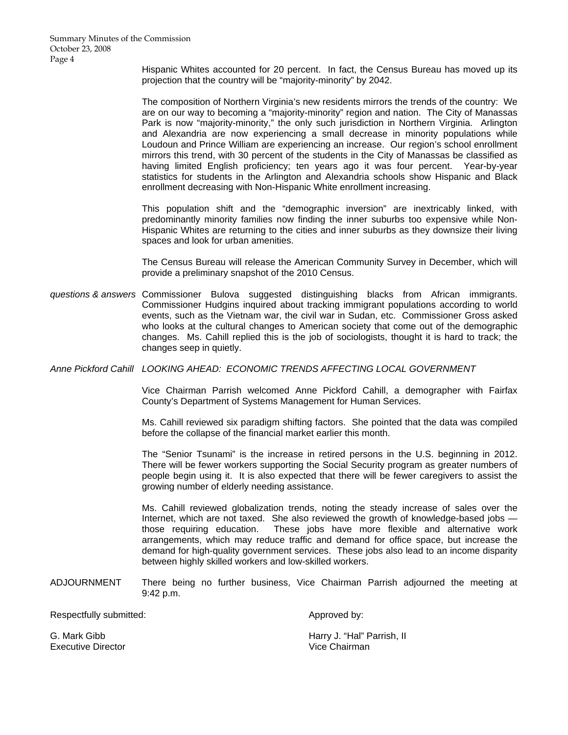Hispanic Whites accounted for 20 percent. In fact, the Census Bureau has moved up its projection that the country will be "majority-minority" by 2042.

The composition of Northern Virginia's new residents mirrors the trends of the country: We are on our way to becoming a "majority-minority" region and nation. The City of Manassas Park is now "majority-minority," the only such jurisdiction in Northern Virginia. Arlington and Alexandria are now experiencing a small decrease in minority populations while Loudoun and Prince William are experiencing an increase. Our region's school enrollment mirrors this trend, with 30 percent of the students in the City of Manassas be classified as having limited English proficiency; ten years ago it was four percent. Year-by-year statistics for students in the Arlington and Alexandria schools show Hispanic and Black enrollment decreasing with Non-Hispanic White enrollment increasing.

This population shift and the "demographic inversion" are inextricably linked, with predominantly minority families now finding the inner suburbs too expensive while Non-Hispanic Whites are returning to the cities and inner suburbs as they downsize their living spaces and look for urban amenities.

The Census Bureau will release the American Community Survey in December, which will provide a preliminary snapshot of the 2010 Census.

*questions & answers* Commissioner Bulova suggested distinguishing blacks from African immigrants. Commissioner Hudgins inquired about tracking immigrant populations according to world events, such as the Vietnam war, the civil war in Sudan, etc. Commissioner Gross asked who looks at the cultural changes to American society that come out of the demographic changes. Ms. Cahill replied this is the job of sociologists, thought it is hard to track; the changes seep in quietly.

*Anne Pickford Cahill* *LOOKING AHEAD: ECONOMIC TRENDS AFFECTING LOCAL GOVERNMENT*

Vice Chairman Parrish welcomed Anne Pickford Cahill, a demographer with Fairfax County's Department of Systems Management for Human Services.

Ms. Cahill reviewed six paradigm shifting factors. She pointed that the data was compiled before the collapse of the financial market earlier this month.

The "Senior Tsunami" is the increase in retired persons in the U.S. beginning in 2012. There will be fewer workers supporting the Social Security program as greater numbers of people begin using it. It is also expected that there will be fewer caregivers to assist the growing number of elderly needing assistance.

Ms. Cahill reviewed globalization trends, noting the steady increase of sales over the Internet, which are not taxed. She also reviewed the growth of knowledge-based jobs — those requiring education. These jobs have more flexible and alternative work arrangements, which may reduce traffic and demand for office space, but increase the demand for high-quality government services. These jobs also lead to an income disparity between highly skilled workers and low-skilled workers.

ADJOURNMENT There being no further business, Vice Chairman Parrish adjourned the meeting at 9:42 p.m.

Respectfully submitted:

G. Mark Gibb
Executive Director

Approved by:

Harry J. "Hal" Parrish, II
Vice Chairman